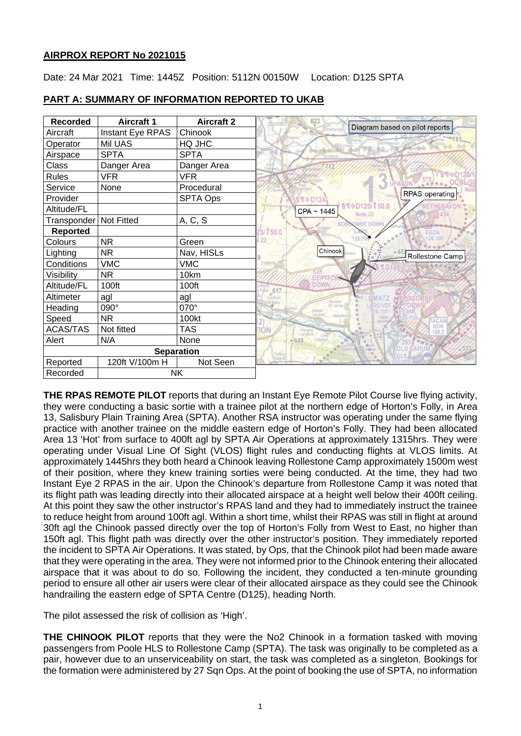## AIRPROX REPORT No 2021015

Date: 24 Mar 2021 Time: 1445Z Position: 5112N 00150W Location: D125 SPTA

## PART A: SUMMARY OF INFORMATION REPORTED TO UKAB

| Recorded | Aircraft 1 | Aircraft 2 |
|---|---|---|
| Aircraft | Instant Eye RPAS | Chinook |
| Operator | Mil UAS | HQ JHC |
| Airspace | SPTA | SPTA |
| Class | Danger Area | Danger Area |
| Rules | VFR | VFR |
| Service | None | Procedural |
| Provider | | SPTA Ops |
| Altitude/FL | | |
| Transponder | Not Fitted | A, C, S |
| **Reported** | | |
| Colours | NR | Green |
| Lighting | NR | Nav, HISLs |
| Conditions | VMC | VMC |
| Visibility | NR | 10km |
| Altitude/FL | 100ft | 100ft |
| Altimeter | agl | agl |
| Heading | 090° | 070° |
| Speed | NR | 100kt |
| ACAS/TAS | Not fitted | TAS |
| Alert | N/A | None |
| **Separation** | | |
| Reported | 120ft V/100m H | Not Seen |
| Recorded | NK | |

**THE RPAS REMOTE PILOT** reports that during an Instant Eye Remote Pilot Course live flying activity, they were conducting a basic sortie with a trainee pilot at the northern edge of Horton's Folly, in Area 13, Salisbury Plain Training Area (SPTA). Another RSA instructor was operating under the same flying practice with another trainee on the middle eastern edge of Horton's Folly. They had been allocated Area 13 'Hot' from surface to 400ft agl by SPTA Air Operations at approximately 1315hrs. They were operating under Visual Line Of Sight (VLOS) flight rules and conducting flights at VLOS limits. At approximately 1445hrs they both heard a Chinook leaving Rollestone Camp approximately 1500m west of their position, where they knew training sorties were being conducted. At the time, they had two Instant Eye 2 RPAS in the air. Upon the Chinook's departure from Rollestone Camp it was noted that its flight path was leading directly into their allocated airspace at a height well below their 400ft ceiling. At this point they saw the other instructor's RPAS land and they had to immediately instruct the trainee to reduce height from around 100ft agl. Within a short time, whilst their RPAS was still in flight at around 30ft agl the Chinook passed directly over the top of Horton's Folly from West to East, no higher than 150ft agl. This flight path was directly over the other instructor's position. They immediately reported the incident to SPTA Air Operations. It was stated, by Ops, that the Chinook pilot had been made aware that they were operating in the area. They were not informed prior to the Chinook entering their allocated airspace that it was about to do so. Following the incident, they conducted a ten-minute grounding period to ensure all other air users were clear of their allocated airspace as they could see the Chinook handrailing the eastern edge of SPTA Centre (D125), heading North.

The pilot assessed the risk of collision as 'High'.

**THE CHINOOK PILOT** reports that they were the No2 Chinook in a formation tasked with moving passengers from Poole HLS to Rollestone Camp (SPTA). The task was originally to be completed as a pair, however due to an unserviceability on start, the task was completed as a singleton. Bookings for the formation were administered by 27 Sqn Ops. At the point of booking the use of SPTA, no information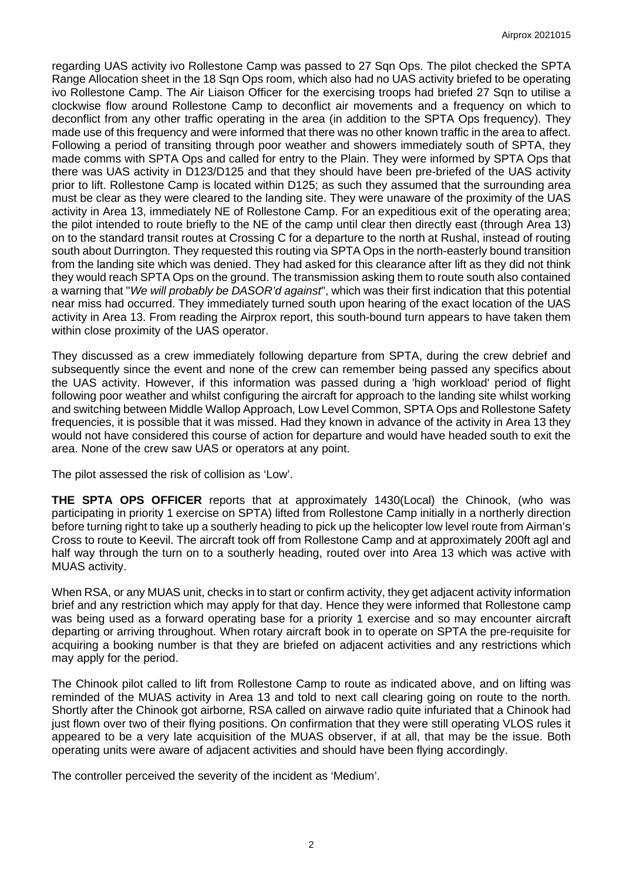regarding UAS activity ivo Rollestone Camp was passed to 27 Sqn Ops. The pilot checked the SPTA Range Allocation sheet in the 18 Sqn Ops room, which also had no UAS activity briefed to be operating ivo Rollestone Camp. The Air Liaison Officer for the exercising troops had briefed 27 Sqn to utilise a clockwise flow around Rollestone Camp to deconflict air movements and a frequency on which to deconflict from any other traffic operating in the area (in addition to the SPTA Ops frequency). They made use of this frequency and were informed that there was no other known traffic in the area to affect. Following a period of transiting through poor weather and showers immediately south of SPTA, they made comms with SPTA Ops and called for entry to the Plain. They were informed by SPTA Ops that there was UAS activity in D123/D125 and that they should have been pre-briefed of the UAS activity prior to lift. Rollestone Camp is located within D125; as such they assumed that the surrounding area must be clear as they were cleared to the landing site. They were unaware of the proximity of the UAS activity in Area 13, immediately NE of Rollestone Camp. For an expeditious exit of the operating area; the pilot intended to route briefly to the NE of the camp until clear then directly east (through Area 13) on to the standard transit routes at Crossing C for a departure to the north at Rushal, instead of routing south about Durrington. They requested this routing via SPTA Ops in the north-easterly bound transition from the landing site which was denied. They had asked for this clearance after lift as they did not think they would reach SPTA Ops on the ground. The transmission asking them to route south also contained a warning that "*We will probably be DASOR'd against*", which was their first indication that this potential near miss had occurred. They immediately turned south upon hearing of the exact location of the UAS activity in Area 13. From reading the Airprox report, this south-bound turn appears to have taken them within close proximity of the UAS operator.

They discussed as a crew immediately following departure from SPTA, during the crew debrief and subsequently since the event and none of the crew can remember being passed any specifics about the UAS activity. However, if this information was passed during a 'high workload' period of flight following poor weather and whilst configuring the aircraft for approach to the landing site whilst working and switching between Middle Wallop Approach, Low Level Common, SPTA Ops and Rollestone Safety frequencies, it is possible that it was missed. Had they known in advance of the activity in Area 13 they would not have considered this course of action for departure and would have headed south to exit the area. None of the crew saw UAS or operators at any point.

The pilot assessed the risk of collision as 'Low'.

**THE SPTA OPS OFFICER** reports that at approximately 1430(Local) the Chinook, (who was participating in priority 1 exercise on SPTA) lifted from Rollestone Camp initially in a northerly direction before turning right to take up a southerly heading to pick up the helicopter low level route from Airman's Cross to route to Keevil. The aircraft took off from Rollestone Camp and at approximately 200ft agl and half way through the turn on to a southerly heading, routed over into Area 13 which was active with MUAS activity.

When RSA, or any MUAS unit, checks in to start or confirm activity, they get adjacent activity information brief and any restriction which may apply for that day. Hence they were informed that Rollestone camp was being used as a forward operating base for a priority 1 exercise and so may encounter aircraft departing or arriving throughout. When rotary aircraft book in to operate on SPTA the pre-requisite for acquiring a booking number is that they are briefed on adjacent activities and any restrictions which may apply for the period.

The Chinook pilot called to lift from Rollestone Camp to route as indicated above, and on lifting was reminded of the MUAS activity in Area 13 and told to next call clearing going on route to the north. Shortly after the Chinook got airborne, RSA called on airwave radio quite infuriated that a Chinook had just flown over two of their flying positions. On confirmation that they were still operating VLOS rules it appeared to be a very late acquisition of the MUAS observer, if at all, that may be the issue. Both operating units were aware of adjacent activities and should have been flying accordingly.

The controller perceived the severity of the incident as 'Medium'.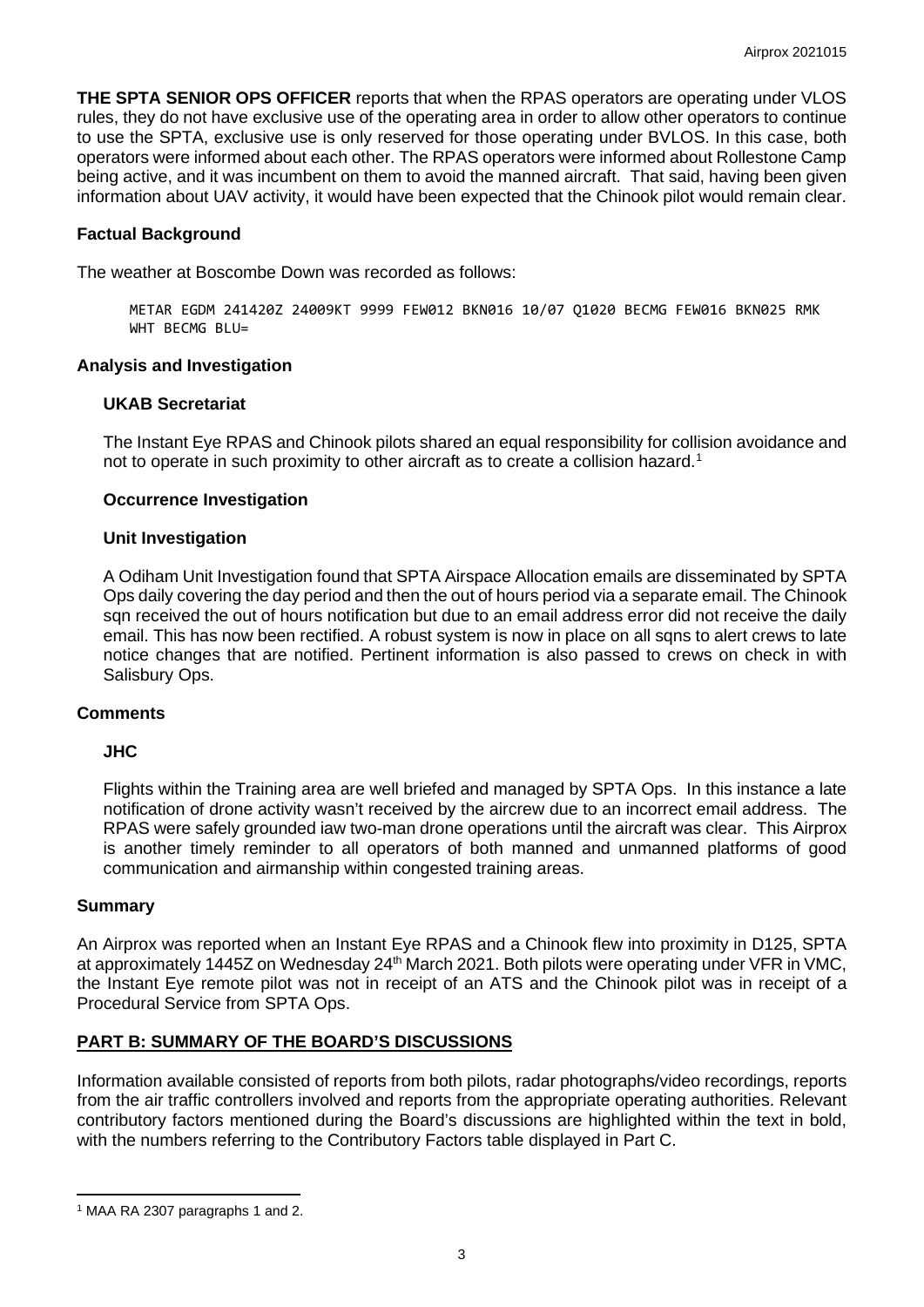**THE SPTA SENIOR OPS OFFICER** reports that when the RPAS operators are operating under VLOS rules, they do not have exclusive use of the operating area in order to allow other operators to continue to use the SPTA, exclusive use is only reserved for those operating under BVLOS. In this case, both operators were informed about each other. The RPAS operators were informed about Rollestone Camp being active, and it was incumbent on them to avoid the manned aircraft. That said, having been given information about UAV activity, it would have been expected that the Chinook pilot would remain clear.

## Factual Background

The weather at Boscombe Down was recorded as follows:

```
METAR EGDM 241420Z 24009KT 9999 FEW012 BKN016 10/07 Q1020 BECMG FEW016 BKN025 RMK WHT BECMG BLU=
```

## Analysis and Investigation

### UKAB Secretariat

The Instant Eye RPAS and Chinook pilots shared an equal responsibility for collision avoidance and not to operate in such proximity to other aircraft as to create a collision hazard.[1]

### Occurrence Investigation

### Unit Investigation

A Odiham Unit Investigation found that SPTA Airspace Allocation emails are disseminated by SPTA Ops daily covering the day period and then the out of hours period via a separate email. The Chinook sqn received the out of hours notification but due to an email address error did not receive the daily email. This has now been rectified. A robust system is now in place on all sqns to alert crews to late notice changes that are notified. Pertinent information is also passed to crews on check in with Salisbury Ops.

## Comments

### JHC

Flights within the Training area are well briefed and managed by SPTA Ops. In this instance a late notification of drone activity wasn't received by the aircrew due to an incorrect email address. The RPAS were safely grounded iaw two-man drone operations until the aircraft was clear. This Airprox is another timely reminder to all operators of both manned and unmanned platforms of good communication and airmanship within congested training areas.

## Summary

An Airprox was reported when an Instant Eye RPAS and a Chinook flew into proximity in D125, SPTA at approximately 1445Z on Wednesday 24th March 2021. Both pilots were operating under VFR in VMC, the Instant Eye remote pilot was not in receipt of an ATS and the Chinook pilot was in receipt of a Procedural Service from SPTA Ops.

## PART B: SUMMARY OF THE BOARD'S DISCUSSIONS

Information available consisted of reports from both pilots, radar photographs/video recordings, reports from the air traffic controllers involved and reports from the appropriate operating authorities. Relevant contributory factors mentioned during the Board's discussions are highlighted within the text in bold, with the numbers referring to the Contributory Factors table displayed in Part C.

---

[1] MAA RA 2307 paragraphs 1 and 2.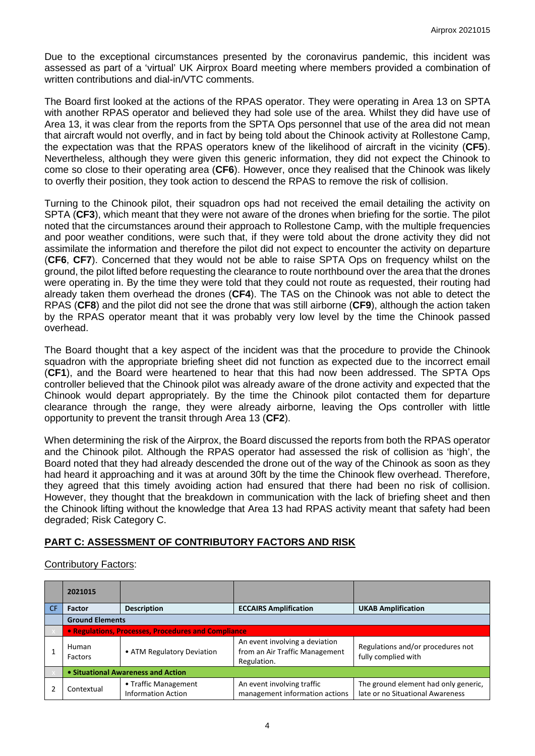Due to the exceptional circumstances presented by the coronavirus pandemic, this incident was assessed as part of a 'virtual' UK Airprox Board meeting where members provided a combination of written contributions and dial-in/VTC comments.

The Board first looked at the actions of the RPAS operator. They were operating in Area 13 on SPTA with another RPAS operator and believed they had sole use of the area. Whilst they did have use of Area 13, it was clear from the reports from the SPTA Ops personnel that use of the area did not mean that aircraft would not overfly, and in fact by being told about the Chinook activity at Rollestone Camp, the expectation was that the RPAS operators knew of the likelihood of aircraft in the vicinity (**CF5**). Nevertheless, although they were given this generic information, they did not expect the Chinook to come so close to their operating area (**CF6**). However, once they realised that the Chinook was likely to overfly their position, they took action to descend the RPAS to remove the risk of collision.

Turning to the Chinook pilot, their squadron ops had not received the email detailing the activity on SPTA (**CF3**), which meant that they were not aware of the drones when briefing for the sortie. The pilot noted that the circumstances around their approach to Rollestone Camp, with the multiple frequencies and poor weather conditions, were such that, if they were told about the drone activity they did not assimilate the information and therefore the pilot did not expect to encounter the activity on departure (**CF6**, **CF7**). Concerned that they would not be able to raise SPTA Ops on frequency whilst on the ground, the pilot lifted before requesting the clearance to route northbound over the area that the drones were operating in. By the time they were told that they could not route as requested, their routing had already taken them overhead the drones (**CF4**). The TAS on the Chinook was not able to detect the RPAS (**CF8**) and the pilot did not see the drone that was still airborne (**CF9**), although the action taken by the RPAS operator meant that it was probably very low level by the time the Chinook passed overhead.

The Board thought that a key aspect of the incident was that the procedure to provide the Chinook squadron with the appropriate briefing sheet did not function as expected due to the incorrect email (**CF1**), and the Board were heartened to hear that this had now been addressed. The SPTA Ops controller believed that the Chinook pilot was already aware of the drone activity and expected that the Chinook would depart appropriately. By the time the Chinook pilot contacted them for departure clearance through the range, they were already airborne, leaving the Ops controller with little opportunity to prevent the transit through Area 13 (**CF2**).

When determining the risk of the Airprox, the Board discussed the reports from both the RPAS operator and the Chinook pilot. Although the RPAS operator had assessed the risk of collision as 'high', the Board noted that they had already descended the drone out of the way of the Chinook as soon as they had heard it approaching and it was at around 30ft by the time the Chinook flew overhead. Therefore, they agreed that this timely avoiding action had ensured that there had been no risk of collision. However, they thought that the breakdown in communication with the lack of briefing sheet and then the Chinook lifting without the knowledge that Area 13 had RPAS activity meant that safety had been degraded; Risk Category C.

## PART C: ASSESSMENT OF CONTRIBUTORY FACTORS AND RISK

Contributory Factors:

| | 2021015 | | | |
|---|---|---|---|---|
| **CF** | **Factor** | **Description** | **ECCAIRS Amplification** | **UKAB Amplification** |
| | **Ground Elements** | | | |
| | **• Regulations, Processes, Procedures and Compliance** | | | |
| 1 | Human Factors | • ATM Regulatory Deviation | An event involving a deviation from an Air Traffic Management Regulation. | Regulations and/or procedures not fully complied with |
| | **• Situational Awareness and Action** | | | |
| 2 | Contextual | • Traffic Management Information Action | An event involving traffic management information actions | The ground element had only generic, late or no Situational Awareness |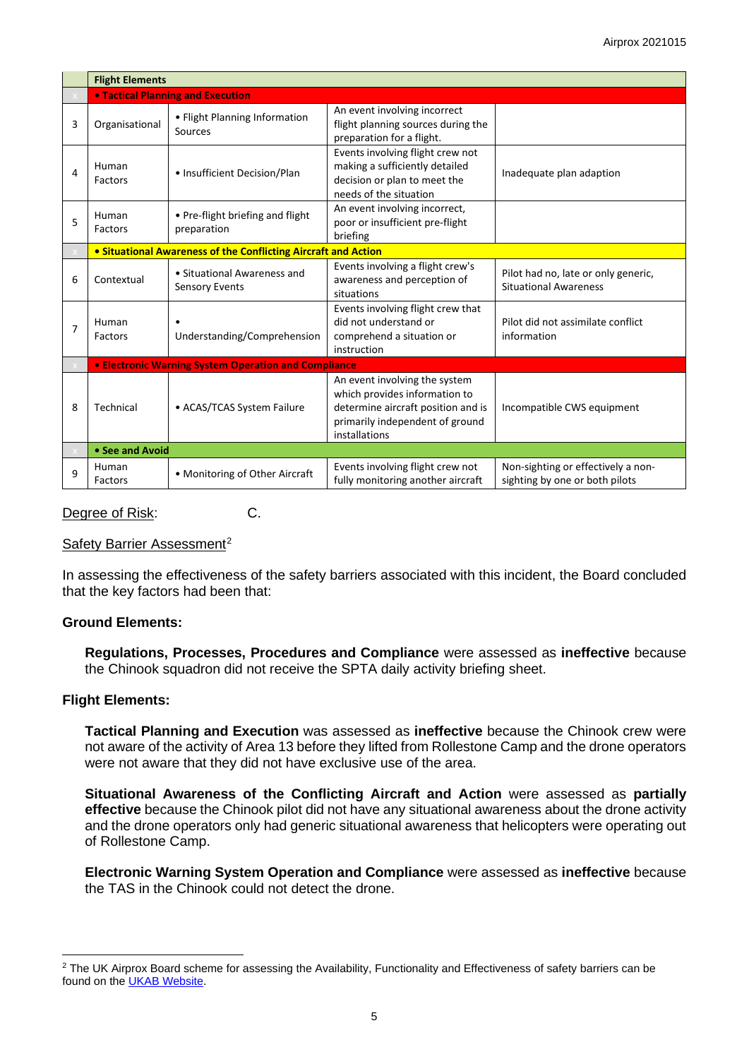| | **Flight Elements** | | | |
|---|---|---|---|---|
| x | **• Tactical Planning and Execution** | | | |
| 3 | Organisational | • Flight Planning Information Sources | An event involving incorrect flight planning sources during the preparation for a flight. | |
| 4 | Human Factors | • Insufficient Decision/Plan | Events involving flight crew not making a sufficiently detailed decision or plan to meet the needs of the situation | Inadequate plan adaption |
| 5 | Human Factors | • Pre-flight briefing and flight preparation | An event involving incorrect, poor or insufficient pre-flight briefing | |
| x | **• Situational Awareness of the Conflicting Aircraft and Action** | | | |
| 6 | Contextual | • Situational Awareness and Sensory Events | Events involving a flight crew's awareness and perception of situations | Pilot had no, late or only generic, Situational Awareness |
| 7 | Human Factors | • Understanding/Comprehension | Events involving flight crew that did not understand or comprehend a situation or instruction | Pilot did not assimilate conflict information |
| x | **• Electronic Warning System Operation and Compliance** | | | |
| 8 | Technical | • ACAS/TCAS System Failure | An event involving the system which provides information to determine aircraft position and is primarily independent of ground installations | Incompatible CWS equipment |
| x | **• See and Avoid** | | | |
| 9 | Human Factors | • Monitoring of Other Aircraft | Events involving flight crew not fully monitoring another aircraft | Non-sighting or effectively a non-sighting by one or both pilots |

Degree of Risk: C.

Safety Barrier Assessment[2]

In assessing the effectiveness of the safety barriers associated with this incident, the Board concluded that the key factors had been that:

**Ground Elements:**

**Regulations, Processes, Procedures and Compliance** were assessed as **ineffective** because the Chinook squadron did not receive the SPTA daily activity briefing sheet.

**Flight Elements:**

**Tactical Planning and Execution** was assessed as **ineffective** because the Chinook crew were not aware of the activity of Area 13 before they lifted from Rollestone Camp and the drone operators were not aware that they did not have exclusive use of the area.

**Situational Awareness of the Conflicting Aircraft and Action** were assessed as **partially effective** because the Chinook pilot did not have any situational awareness about the drone activity and the drone operators only had generic situational awareness that helicopters were operating out of Rollestone Camp.

**Electronic Warning System Operation and Compliance** were assessed as **ineffective** because the TAS in the Chinook could not detect the drone.

---

[2] The UK Airprox Board scheme for assessing the Availability, Functionality and Effectiveness of safety barriers can be found on the UKAB Website.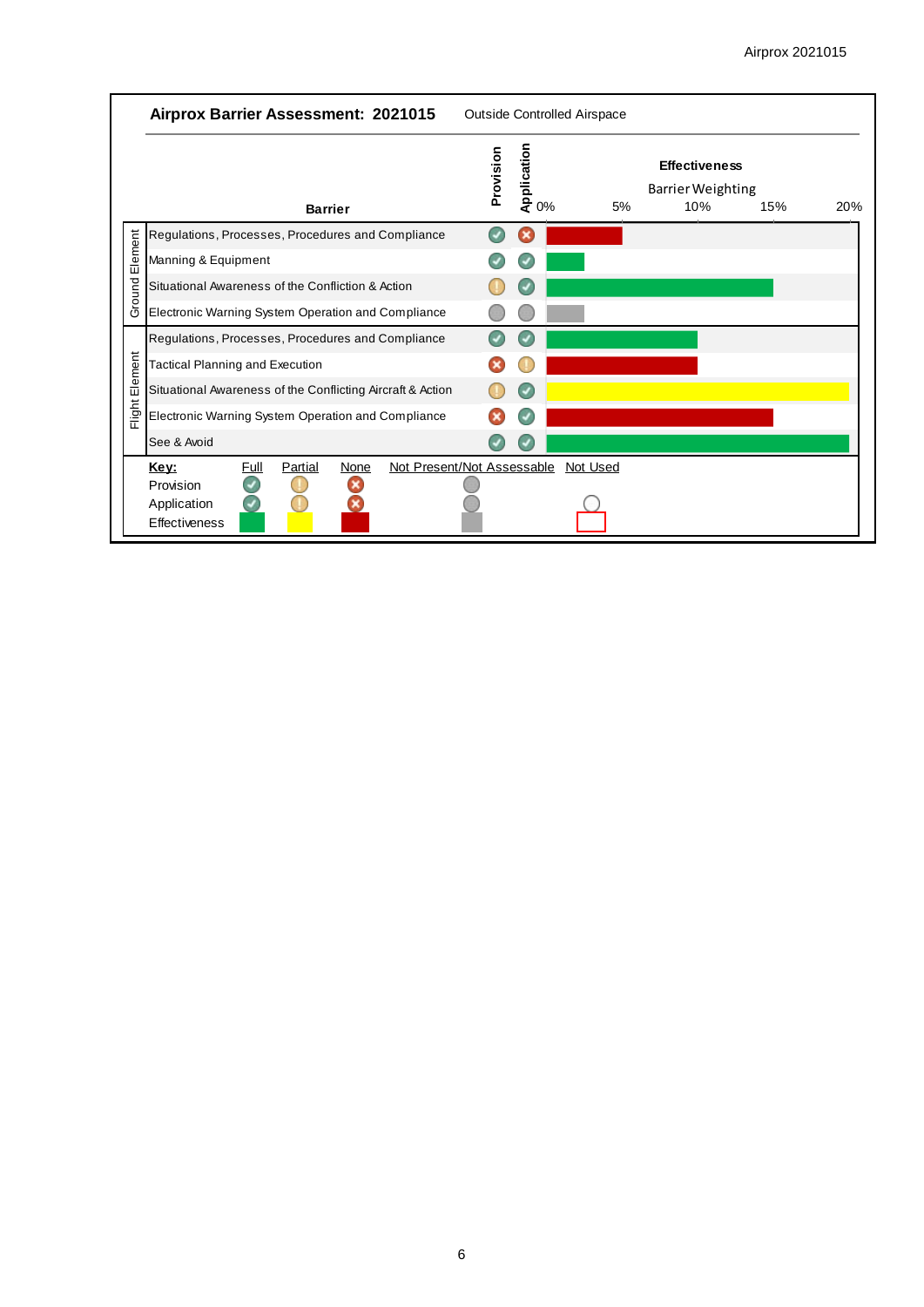## Airprox Barrier Assessment: 2021015

Outside Controlled Airspace

| | Barrier | Provision | Application | Effectiveness |
|---|---|---|---|---|
| Ground Element | Regulations, Processes, Procedures and Compliance | Full | None | None |
| | Manning & Equipment | Full | Full | Full |
| | Situational Awareness of the Confliction & Action | Partial | Full | Full |
| | Electronic Warning System Operation and Compliance | Not Present/Not Assessable | Not Present/Not Assessable | Not Present/Not Assessable |
| Flight Element | Regulations, Processes, Procedures and Compliance | Full | Full | Full |
| | Tactical Planning and Execution | None | Partial | None |
| | Situational Awareness of the Conflicting Aircraft & Action | Partial | Full | Partial |
| | Electronic Warning System Operation and Compliance | None | Full | None |
| | See & Avoid | Full | Full | Full |

Effectiveness

Barrier Weighting

0% 5% 10% 15% 20%

**Key:** Full, Partial, None, Not Present/Not Assessable, Not Used

Provision

Application

Effectiveness